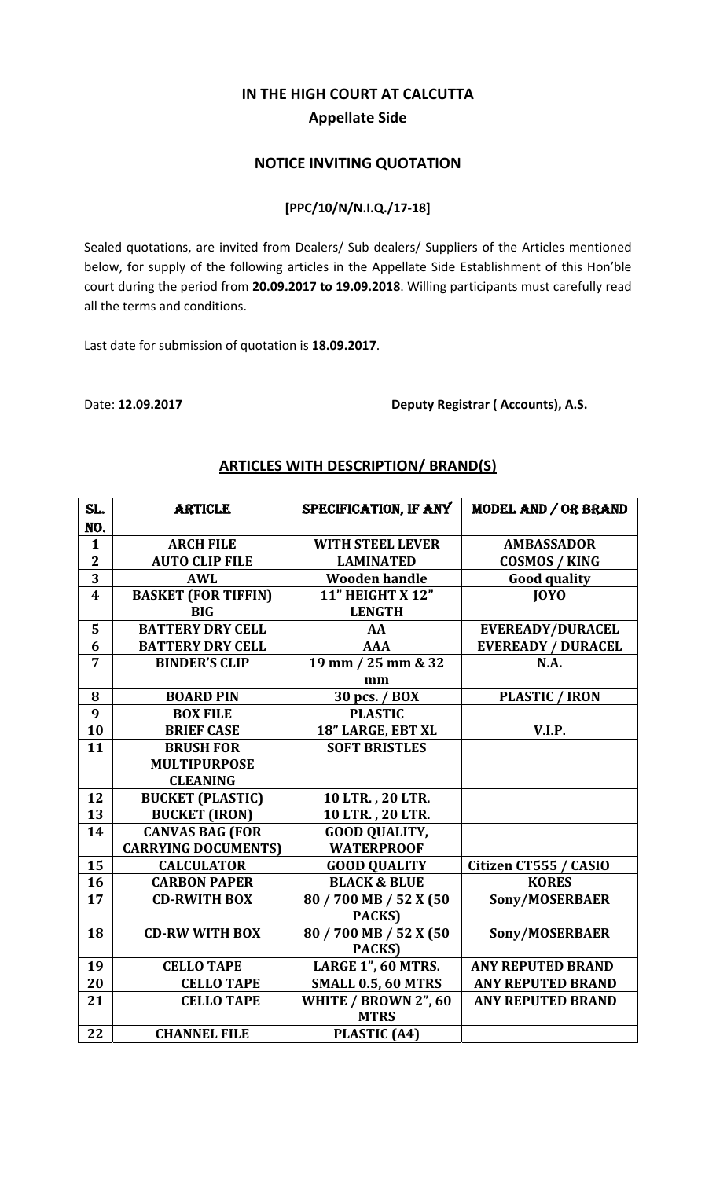# IN THE HIGH COURT AT CALCUTTA

## Appellate Side

### NOTICE INVITING QUOTATION

**[PPC/10/N/N.I.Q./17-18]**

Sealed quotations, are invited from Dealers/ Sub dealers/ Suppliers of the Articles mentioned below, for supply of the following articles in the Appellate Side Establishment of this Hon'ble court during the period from **20.09.2017 to 19.09.2018**. Willing participants must carefully read all the terms and conditions.

Last date for submission of quotation is **18.09.2017**.

Date: **12.09.2017** **Deputy Registrar ( Accounts), A.S.**

### ARTICLES WITH DESCRIPTION/ BRAND(S)

| SL. NO. | ARTICLE | SPECIFICATION, IF ANY | MODEL AND / OR BRAND |
|---|---|---|---|
| 1 | ARCH FILE | WITH STEEL LEVER | AMBASSADOR |
| 2 | AUTO CLIP FILE | LAMINATED | COSMOS / KING |
| 3 | AWL | Wooden handle | Good quality |
| 4 | BASKET (FOR TIFFIN) BIG | 11" HEIGHT X 12" LENGTH | JOYO |
| 5 | BATTERY DRY CELL | AA | EVEREADY/DURACEL |
| 6 | BATTERY DRY CELL | AAA | EVEREADY / DURACEL |
| 7 | BINDER'S CLIP | 19 mm / 25 mm & 32 mm | N.A. |
| 8 | BOARD PIN | 30 pcs. / BOX | PLASTIC / IRON |
| 9 | BOX FILE | PLASTIC | |
| 10 | BRIEF CASE | 18" LARGE, EBT XL | V.I.P. |
| 11 | BRUSH FOR MULTIPURPOSE CLEANING | SOFT BRISTLES | |
| 12 | BUCKET (PLASTIC) | 10 LTR. , 20 LTR. | |
| 13 | BUCKET (IRON) | 10 LTR. , 20 LTR. | |
| 14 | CANVAS BAG (FOR CARRYING DOCUMENTS) | GOOD QUALITY, WATERPROOF | |
| 15 | CALCULATOR | GOOD QUALITY | Citizen CT555 / CASIO |
| 16 | CARBON PAPER | BLACK & BLUE | KORES |
| 17 | CD-RWITH BOX | 80 / 700 MB / 52 X (50 PACKS) | Sony/MOSERBAER |
| 18 | CD-RW WITH BOX | 80 / 700 MB / 52 X (50 PACKS) | Sony/MOSERBAER |
| 19 | CELLO TAPE | LARGE 1", 60 MTRS. | ANY REPUTED BRAND |
| 20 | CELLO TAPE | SMALL 0.5, 60 MTRS | ANY REPUTED BRAND |
| 21 | CELLO TAPE | WHITE / BROWN 2", 60 MTRS | ANY REPUTED BRAND |
| 22 | CHANNEL FILE | PLASTIC (A4) | |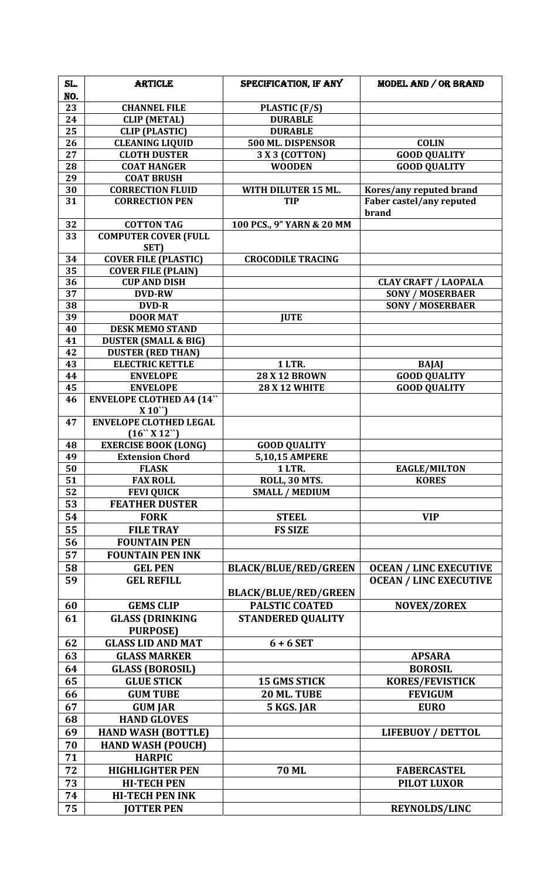| SL. NO. | ARTICLE | SPECIFICATION, IF ANY | MODEL AND / OR BRAND |
|---|---|---|---|
| 23 | CHANNEL FILE | PLASTIC (F/S) | |
| 24 | CLIP (METAL) | DURABLE | |
| 25 | CLIP (PLASTIC) | DURABLE | |
| 26 | CLEANING LIQUID | 500 ML. DISPENSOR | COLIN |
| 27 | CLOTH DUSTER | 3 X 3 (COTTON) | GOOD QUALITY |
| 28 | COAT HANGER | WOODEN | GOOD QUALITY |
| 29 | COAT BRUSH | | |
| 30 | CORRECTION FLUID | WITH DILUTER 15 ML. | Kores/any reputed brand |
| 31 | CORRECTION PEN | TIP | Faber castel/any reputed brand |
| 32 | COTTON TAG | 100 PCS., 9" YARN & 20 MM | |
| 33 | COMPUTER COVER (FULL SET) | | |
| 34 | COVER FILE (PLASTIC) | CROCODILE TRACING | |
| 35 | COVER FILE (PLAIN) | | |
| 36 | CUP AND DISH | | CLAY CRAFT / LAOPALA |
| 37 | DVD-RW | | SONY / MOSERBAER |
| 38 | DVD-R | | SONY / MOSERBAER |
| 39 | DOOR MAT | JUTE | |
| 40 | DESK MEMO STAND | | |
| 41 | DUSTER (SMALL & BIG) | | |
| 42 | DUSTER (RED THAN) | | |
| 43 | ELECTRIC KETTLE | 1 LTR. | BAJAJ |
| 44 | ENVELOPE | 28 X 12 BROWN | GOOD QUALITY |
| 45 | ENVELOPE | 28 X 12 WHITE | GOOD QUALITY |
| 46 | ENVELOPE CLOTHED A4 (14`` X 10``) | | |
| 47 | ENVELOPE CLOTHED LEGAL (16`` X 12``) | | |
| 48 | EXERCISE BOOK (LONG) | GOOD QUALITY | |
| 49 | Extension Chord | 5,10,15 AMPERE | |
| 50 | FLASK | 1 LTR. | EAGLE/MILTON |
| 51 | FAX ROLL | ROLL, 30 MTS. | KORES |
| 52 | FEVI QUICK | SMALL / MEDIUM | |
| 53 | FEATHER DUSTER | | |
| 54 | FORK | STEEL | VIP |
| 55 | FILE TRAY | FS SIZE | |
| 56 | FOUNTAIN PEN | | |
| 57 | FOUNTAIN PEN INK | | |
| 58 | GEL PEN | BLACK/BLUE/RED/GREEN | OCEAN / LINC EXECUTIVE |
| 59 | GEL REFILL | BLACK/BLUE/RED/GREEN | OCEAN / LINC EXECUTIVE |
| 60 | GEMS CLIP | PALSTIC COATED | NOVEX/ZOREX |
| 61 | GLASS (DRINKING PURPOSE) | STANDERED QUALITY | |
| 62 | GLASS LID AND MAT | 6 + 6 SET | |
| 63 | GLASS MARKER | | APSARA |
| 64 | GLASS (BOROSIL) | | BOROSIL |
| 65 | GLUE STICK | 15 GMS STICK | KORES/FEVISTICK |
| 66 | GUM TUBE | 20 ML. TUBE | FEVIGUM |
| 67 | GUM JAR | 5 KGS. JAR | EURO |
| 68 | HAND GLOVES | | |
| 69 | HAND WASH (BOTTLE) | | LIFEBUOY / DETTOL |
| 70 | HAND WASH (POUCH) | | |
| 71 | HARPIC | | |
| 72 | HIGHLIGHTER PEN | 70 ML | FABERCASTEL |
| 73 | HI-TECH PEN | | PILOT LUXOR |
| 74 | HI-TECH PEN INK | | |
| 75 | JOTTER PEN | | REYNOLDS/LINC |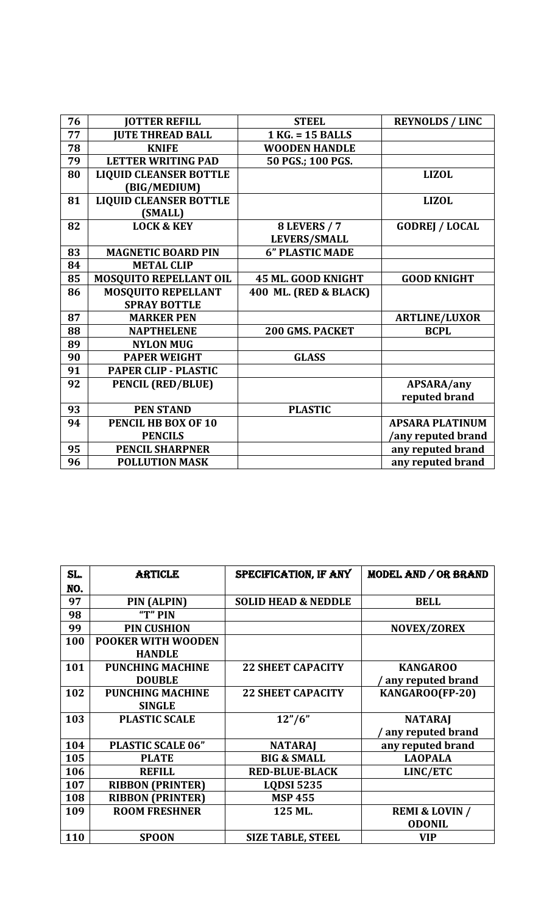| 76 | JOTTER REFILL | STEEL | REYNOLDS / LINC |
|---|---|---|---|
| 77 | JUTE THREAD BALL | 1 KG. = 15 BALLS | |
| 78 | KNIFE | WOODEN HANDLE | |
| 79 | LETTER WRITING PAD | 50 PGS.; 100 PGS. | |
| 80 | LIQUID CLEANSER BOTTLE (BIG/MEDIUM) | | LIZOL |
| 81 | LIQUID CLEANSER BOTTLE (SMALL) | | LIZOL |
| 82 | LOCK & KEY | 8 LEVERS / 7 LEVERS/SMALL | GODREJ / LOCAL |
| 83 | MAGNETIC BOARD PIN | 6" PLASTIC MADE | |
| 84 | METAL CLIP | | |
| 85 | MOSQUITO REPELLANT OIL | 45 ML. GOOD KNIGHT | GOOD KNIGHT |
| 86 | MOSQUITO REPELLANT SPRAY BOTTLE | 400 ML. (RED & BLACK) | |
| 87 | MARKER PEN | | ARTLINE/LUXOR |
| 88 | NAPTHELENE | 200 GMS. PACKET | BCPL |
| 89 | NYLON MUG | | |
| 90 | PAPER WEIGHT | GLASS | |
| 91 | PAPER CLIP - PLASTIC | | |
| 92 | PENCIL (RED/BLUE) | | APSARA/any reputed brand |
| 93 | PEN STAND | PLASTIC | |
| 94 | PENCIL HB BOX OF 10 PENCILS | | APSARA PLATINUM /any reputed brand |
| 95 | PENCIL SHARPNER | | any reputed brand |
| 96 | POLLUTION MASK | | any reputed brand |

| SL. NO. | ARTICLE | SPECIFICATION, IF ANY | MODEL AND / OR BRAND |
|---|---|---|---|
| 97 | PIN (ALPIN) | SOLID HEAD & NEDDLE | BELL |
| 98 | "T" PIN | | |
| 99 | PIN CUSHION | | NOVEX/ZOREX |
| 100 | POOKER WITH WOODEN HANDLE | | |
| 101 | PUNCHING MACHINE DOUBLE | 22 SHEET CAPACITY | KANGAROO / any reputed brand |
| 102 | PUNCHING MACHINE SINGLE | 22 SHEET CAPACITY | KANGAROO(FP-20) |
| 103 | PLASTIC SCALE | 12"/6" | NATARAJ / any reputed brand |
| 104 | PLASTIC SCALE 06" | NATARAJ | any reputed brand |
| 105 | PLATE | BIG & SMALL | LAOPALA |
| 106 | REFILL | RED-BLUE-BLACK | LINC/ETC |
| 107 | RIBBON (PRINTER) | LQDSI 5235 | |
| 108 | RIBBON (PRINTER) | MSP 455 | |
| 109 | ROOM FRESHNER | 125 ML. | REMI & LOVIN / ODONIL |
| 110 | SPOON | SIZE TABLE, STEEL | VIP |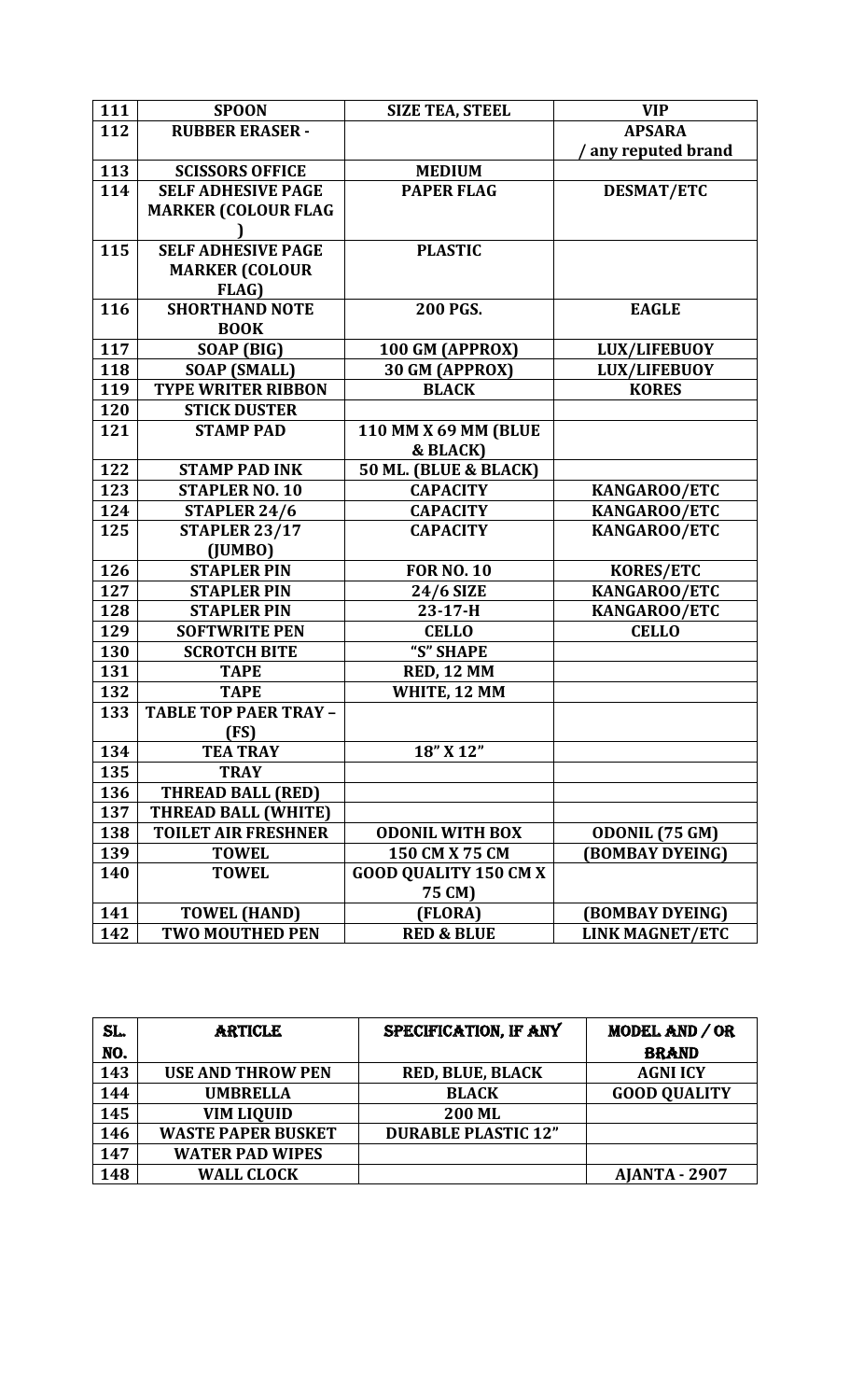| SL. NO. | ARTICLE | SPECIFICATION, IF ANY | MODEL AND / OR BRAND |
|---|---|---|---|
| 111 | SPOON | SIZE TEA, STEEL | VIP |
| 112 | RUBBER ERASER - | | APSARA / any reputed brand |
| 113 | SCISSORS OFFICE | MEDIUM | |
| 114 | SELF ADHESIVE PAGE MARKER (COLOUR FLAG ) | PAPER FLAG | DESMAT/ETC |
| 115 | SELF ADHESIVE PAGE MARKER (COLOUR FLAG) | PLASTIC | |
| 116 | SHORTHAND NOTE BOOK | 200 PGS. | EAGLE |
| 117 | SOAP (BIG) | 100 GM (APPROX) | LUX/LIFEBUOY |
| 118 | SOAP (SMALL) | 30 GM (APPROX) | LUX/LIFEBUOY |
| 119 | TYPE WRITER RIBBON | BLACK | KORES |
| 120 | STICK DUSTER | | |
| 121 | STAMP PAD | 110 MM X 69 MM (BLUE & BLACK) | |
| 122 | STAMP PAD INK | 50 ML. (BLUE & BLACK) | |
| 123 | STAPLER NO. 10 | CAPACITY | KANGAROO/ETC |
| 124 | STAPLER 24/6 | CAPACITY | KANGAROO/ETC |
| 125 | STAPLER 23/17 (JUMBO) | CAPACITY | KANGAROO/ETC |
| 126 | STAPLER PIN | FOR NO. 10 | KORES/ETC |
| 127 | STAPLER PIN | 24/6 SIZE | KANGAROO/ETC |
| 128 | STAPLER PIN | 23-17-H | KANGAROO/ETC |
| 129 | SOFTWRITE PEN | CELLO | CELLO |
| 130 | SCROTCH BITE | "S" SHAPE | |
| 131 | TAPE | RED, 12 MM | |
| 132 | TAPE | WHITE, 12 MM | |
| 133 | TABLE TOP PAER TRAY – (FS) | | |
| 134 | TEA TRAY | 18" X 12" | |
| 135 | TRAY | | |
| 136 | THREAD BALL (RED) | | |
| 137 | THREAD BALL (WHITE) | | |
| 138 | TOILET AIR FRESHNER | ODONIL WITH BOX | ODONIL (75 GM) |
| 139 | TOWEL | 150 CM X 75 CM | (BOMBAY DYEING) |
| 140 | TOWEL | GOOD QUALITY 150 CM X 75 CM) | |
| 141 | TOWEL (HAND) | (FLORA) | (BOMBAY DYEING) |
| 142 | TWO MOUTHED PEN | RED & BLUE | LINK MAGNET/ETC |
| 143 | USE AND THROW PEN | RED, BLUE, BLACK | AGNI ICY |
| 144 | UMBRELLA | BLACK | GOOD QUALITY |
| 145 | VIM LIQUID | 200 ML | |
| 146 | WASTE PAPER BUSKET | DURABLE PLASTIC 12" | |
| 147 | WATER PAD WIPES | | |
| 148 | WALL CLOCK | | AJANTA - 2907 |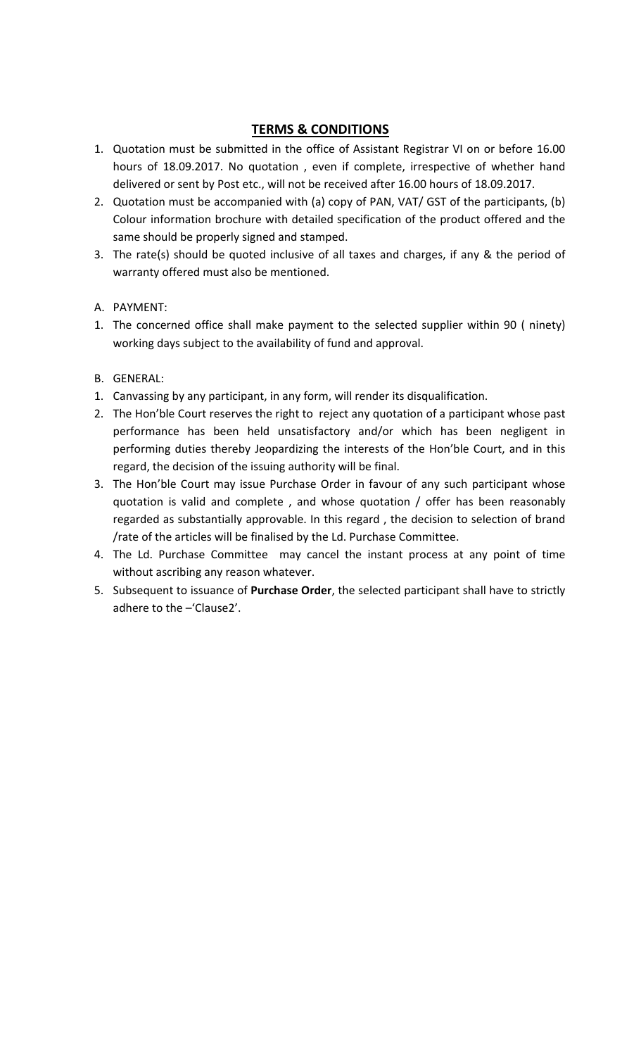## TERMS & CONDITIONS

1. Quotation must be submitted in the office of Assistant Registrar VI on or before 16.00 hours of 18.09.2017. No quotation , even if complete, irrespective of whether hand delivered or sent by Post etc., will not be received after 16.00 hours of 18.09.2017.
2. Quotation must be accompanied with (a) copy of PAN, VAT/ GST of the participants, (b) Colour information brochure with detailed specification of the product offered and the same should be properly signed and stamped.
3. The rate(s) should be quoted inclusive of all taxes and charges, if any & the period of warranty offered must also be mentioned.

A. PAYMENT:

1. The concerned office shall make payment to the selected supplier within 90 ( ninety) working days subject to the availability of fund and approval.

B. GENERAL:

1. Canvassing by any participant, in any form, will render its disqualification.
2. The Hon'ble Court reserves the right to reject any quotation of a participant whose past performance has been held unsatisfactory and/or which has been negligent in performing duties thereby Jeopardizing the interests of the Hon'ble Court, and in this regard, the decision of the issuing authority will be final.
3. The Hon'ble Court may issue Purchase Order in favour of any such participant whose quotation is valid and complete , and whose quotation / offer has been reasonably regarded as substantially approvable. In this regard , the decision to selection of brand /rate of the articles will be finalised by the Ld. Purchase Committee.
4. The Ld. Purchase Committee may cancel the instant process at any point of time without ascribing any reason whatever.
5. Subsequent to issuance of **Purchase Order**, the selected participant shall have to strictly adhere to the –'Clause2'.